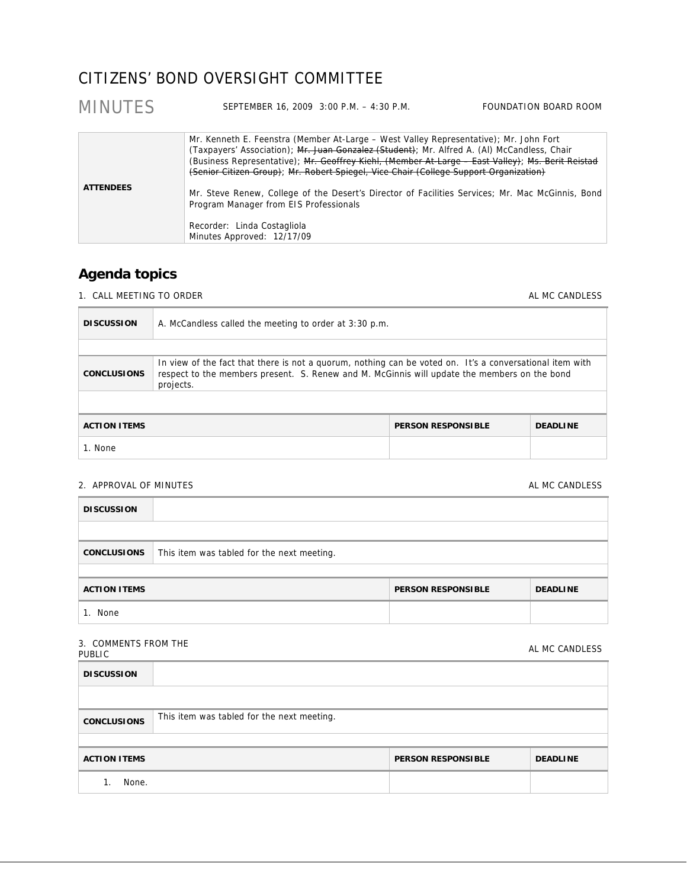# CITIZENS' BOND OVERSIGHT COMMITTEE

## MINUTES

SEPTEMBER 16, 2009 3:00 P.M. – 4:30 P.M. FOUNDATION BOARD ROOM

| | |
|---|---|
| **ATTENDEES** | Mr. Kenneth E. Feenstra (Member At-Large – West Valley Representative); Mr. John Fort (Taxpayers' Association); ~~Mr. Juan Gonzalez (Student)~~; Mr. Alfred A. (Al) McCandless, Chair (Business Representative); ~~Mr. Geoffrey Kiehl, (Member At-Large – East Valley)~~; ~~Ms. Berit Reistad (Senior Citizen Group)~~; ~~Mr. Robert Spiegel, Vice Chair (College Support Organization)~~<br><br>Mr. Steve Renew, College of the Desert's Director of Facilities Services; Mr. Mac McGinnis, Bond Program Manager from EIS Professionals<br><br>Recorder: Linda Costagliola<br>Minutes Approved: 12/17/09 |

## Agenda topics

### 1. CALL MEETING TO ORDER — AL MC CANDLESS

| | |
|---|---|
| **DISCUSSION** | A. McCandless called the meeting to order at 3:30 p.m. |
| **CONCLUSIONS** | In view of the fact that there is not a quorum, nothing can be voted on. It's a conversational item with respect to the members present. S. Renew and M. McGinnis will update the members on the bond projects. |

| ACTION ITEMS | PERSON RESPONSIBLE | DEADLINE |
|---|---|---|
| 1. None | | |

### 2. APPROVAL OF MINUTES — AL MC CANDLESS

| | |
|---|---|
| **DISCUSSION** | |
| **CONCLUSIONS** | This item was tabled for the next meeting. |

| ACTION ITEMS | PERSON RESPONSIBLE | DEADLINE |
|---|---|---|
| 1. None | | |

### 3. COMMENTS FROM THE PUBLIC — AL MC CANDLESS

| | |
|---|---|
| **DISCUSSION** | |
| **CONCLUSIONS** | This item was tabled for the next meeting. |

| ACTION ITEMS | PERSON RESPONSIBLE | DEADLINE |
|---|---|---|
| 1. None. | | |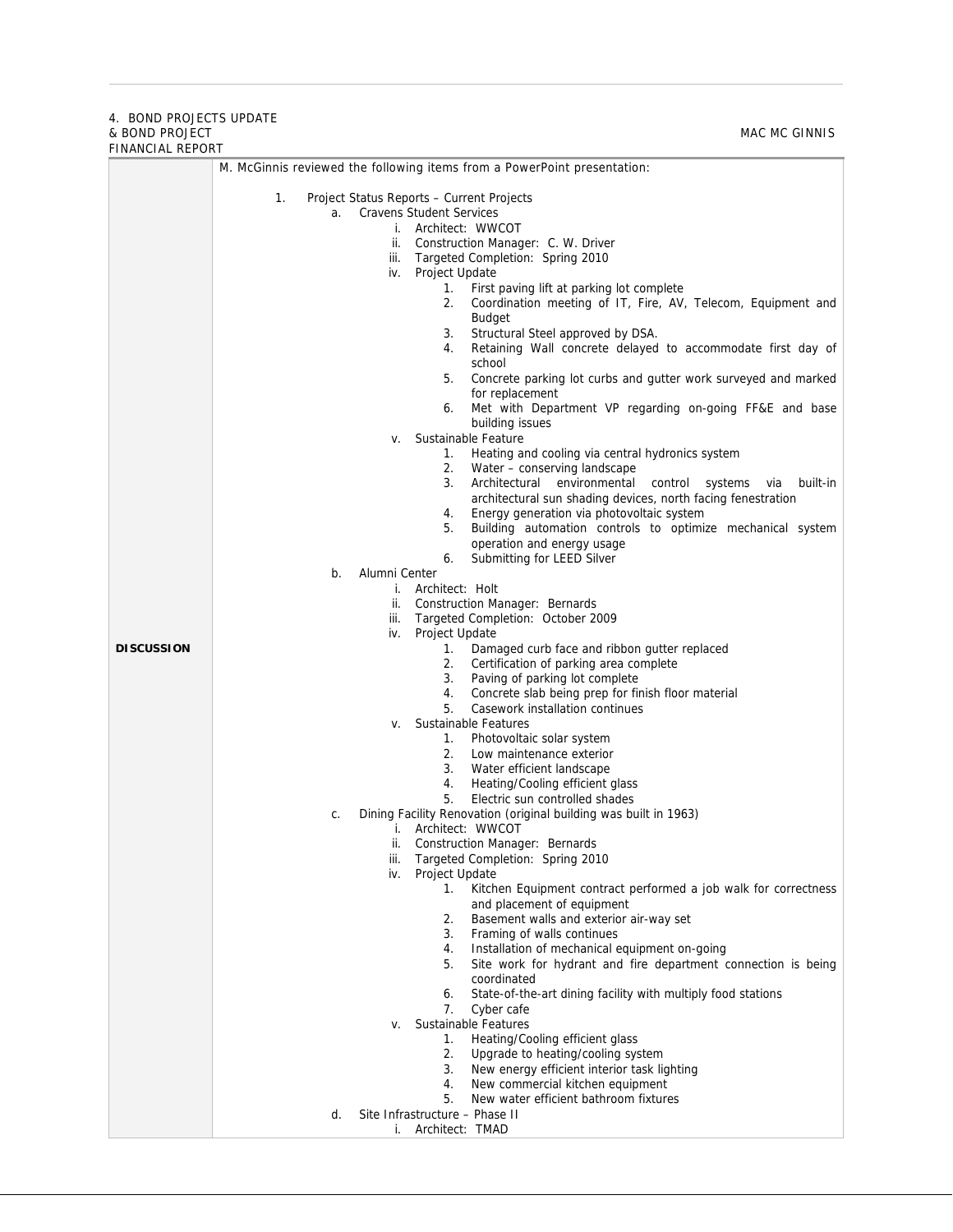4. BOND PROJECTS UPDATE & BOND PROJECT FINANCIAL REPORT — MAC MC GINNIS

**DISCUSSION**

M. McGinnis reviewed the following items from a PowerPoint presentation:

1. Project Status Reports – Current Projects
   - a. Cravens Student Services
     - i. Architect: WWCOT
     - ii. Construction Manager: C. W. Driver
     - iii. Targeted Completion: Spring 2010
     - iv. Project Update
       1. First paving lift at parking lot complete
       2. Coordination meeting of IT, Fire, AV, Telecom, Equipment and Budget
       3. Structural Steel approved by DSA.
       4. Retaining Wall concrete delayed to accommodate first day of school
       5. Concrete parking lot curbs and gutter work surveyed and marked for replacement
       6. Met with Department VP regarding on-going FF&E and base building issues
     - v. Sustainable Feature
       1. Heating and cooling via central hydronics system
       2. Water – conserving landscape
       3. Architectural environmental control systems via built-in architectural sun shading devices, north facing fenestration
       4. Energy generation via photovoltaic system
       5. Building automation controls to optimize mechanical system operation and energy usage
       6. Submitting for LEED Silver
   - b. Alumni Center
     - i. Architect: Holt
     - ii. Construction Manager: Bernards
     - iii. Targeted Completion: October 2009
     - iv. Project Update
       1. Damaged curb face and ribbon gutter replaced
       2. Certification of parking area complete
       3. Paving of parking lot complete
       4. Concrete slab being prep for finish floor material
       5. Casework installation continues
     - v. Sustainable Features
       1. Photovoltaic solar system
       2. Low maintenance exterior
       3. Water efficient landscape
       4. Heating/Cooling efficient glass
       5. Electric sun controlled shades
   - c. Dining Facility Renovation (original building was built in 1963)
     - i. Architect: WWCOT
     - ii. Construction Manager: Bernards
     - iii. Targeted Completion: Spring 2010
     - iv. Project Update
       1. Kitchen Equipment contract performed a job walk for correctness and placement of equipment
       2. Basement walls and exterior air-way set
       3. Framing of walls continues
       4. Installation of mechanical equipment on-going
       5. Site work for hydrant and fire department connection is being coordinated
       6. State-of-the-art dining facility with multiply food stations
       7. Cyber cafe
     - v. Sustainable Features
       1. Heating/Cooling efficient glass
       2. Upgrade to heating/cooling system
       3. New energy efficient interior task lighting
       4. New commercial kitchen equipment
       5. New water efficient bathroom fixtures
   - d. Site Infrastructure – Phase II
     - i. Architect: TMAD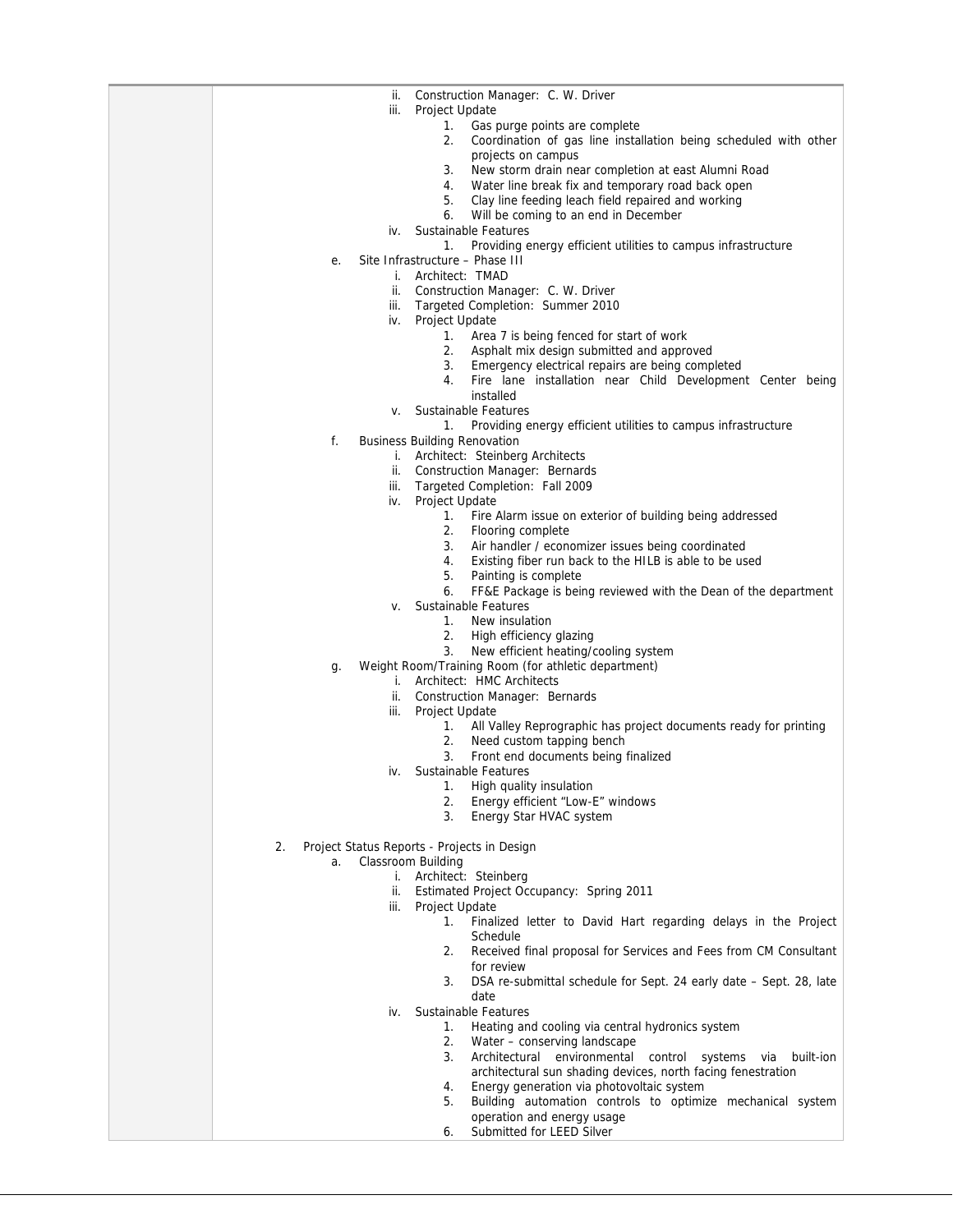- ii. Construction Manager: C. W. Driver
- iii. Project Update
  1. Gas purge points are complete
  2. Coordination of gas line installation being scheduled with other projects on campus
  3. New storm drain near completion at east Alumni Road
  4. Water line break fix and temporary road back open
  5. Clay line feeding leach field repaired and working
  6. Will be coming to an end in December
- iv. Sustainable Features
  1. Providing energy efficient utilities to campus infrastructure

e. Site Infrastructure – Phase III
- i. Architect: TMAD
- ii. Construction Manager: C. W. Driver
- iii. Targeted Completion: Summer 2010
- iv. Project Update
  1. Area 7 is being fenced for start of work
  2. Asphalt mix design submitted and approved
  3. Emergency electrical repairs are being completed
  4. Fire lane installation near Child Development Center being installed
- v. Sustainable Features
  1. Providing energy efficient utilities to campus infrastructure

f. Business Building Renovation
- i. Architect: Steinberg Architects
- ii. Construction Manager: Bernards
- iii. Targeted Completion: Fall 2009
- iv. Project Update
  1. Fire Alarm issue on exterior of building being addressed
  2. Flooring complete
  3. Air handler / economizer issues being coordinated
  4. Existing fiber run back to the HILB is able to be used
  5. Painting is complete
  6. FF&E Package is being reviewed with the Dean of the department
- v. Sustainable Features
  1. New insulation
  2. High efficiency glazing
  3. New efficient heating/cooling system

g. Weight Room/Training Room (for athletic department)
- i. Architect: HMC Architects
- ii. Construction Manager: Bernards
- iii. Project Update
  1. All Valley Reprographic has project documents ready for printing
  2. Need custom tapping bench
  3. Front end documents being finalized
- iv. Sustainable Features
  1. High quality insulation
  2. Energy efficient "Low-E" windows
  3. Energy Star HVAC system

2. Project Status Reports - Projects in Design

a. Classroom Building
- i. Architect: Steinberg
- ii. Estimated Project Occupancy: Spring 2011
- iii. Project Update
  1. Finalized letter to David Hart regarding delays in the Project Schedule
  2. Received final proposal for Services and Fees from CM Consultant for review
  3. DSA re-submittal schedule for Sept. 24 early date – Sept. 28, late date
- iv. Sustainable Features
  1. Heating and cooling via central hydronics system
  2. Water – conserving landscape
  3. Architectural environmental control systems via built-ion architectural sun shading devices, north facing fenestration
  4. Energy generation via photovoltaic system
  5. Building automation controls to optimize mechanical system operation and energy usage
  6. Submitted for LEED Silver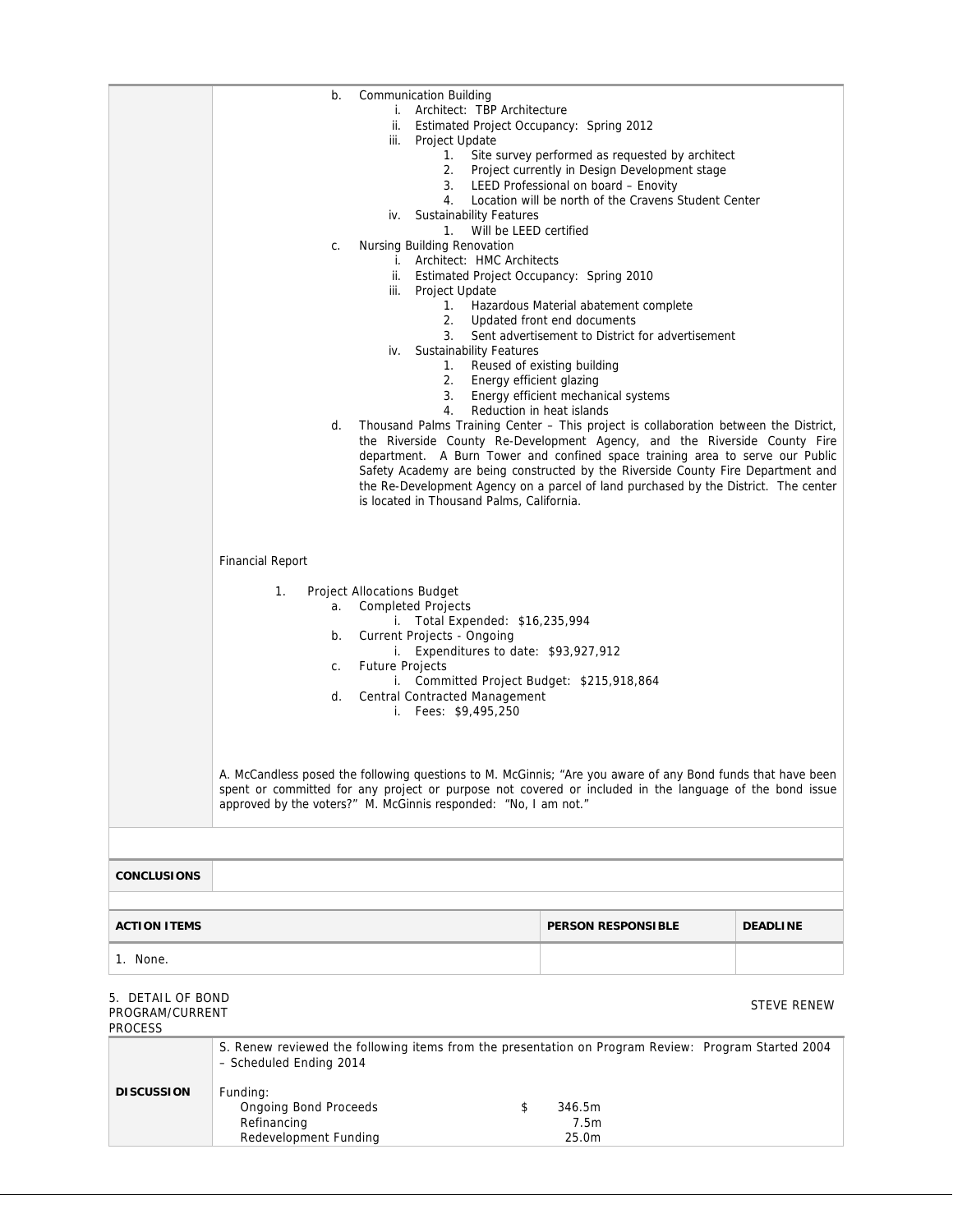b. Communication Building
   i. Architect: TBP Architecture
   ii. Estimated Project Occupancy: Spring 2012
   iii. Project Update
      1. Site survey performed as requested by architect
      2. Project currently in Design Development stage
      3. LEED Professional on board – Enovity
      4. Location will be north of the Cravens Student Center
   iv. Sustainability Features
      1. Will be LEED certified

c. Nursing Building Renovation
   i. Architect: HMC Architects
   ii. Estimated Project Occupancy: Spring 2010
   iii. Project Update
      1. Hazardous Material abatement complete
      2. Updated front end documents
      3. Sent advertisement to District for advertisement
   iv. Sustainability Features
      1. Reused of existing building
      2. Energy efficient glazing
      3. Energy efficient mechanical systems
      4. Reduction in heat islands

d. Thousand Palms Training Center – This project is collaboration between the District, the Riverside County Re-Development Agency, and the Riverside County Fire department. A Burn Tower and confined space training area to serve our Public Safety Academy are being constructed by the Riverside County Fire Department and the Re-Development Agency on a parcel of land purchased by the District. The center is located in Thousand Palms, California.

Financial Report

1. Project Allocations Budget
   a. Completed Projects
      i. Total Expended: $16,235,994
   b. Current Projects - Ongoing
      i. Expenditures to date: $93,927,912
   c. Future Projects
      i. Committed Project Budget: $215,918,864
   d. Central Contracted Management
      i. Fees: $9,495,250

A. McCandless posed the following questions to M. McGinnis; "Are you aware of any Bond funds that have been spent or committed for any project or purpose not covered or included in the language of the bond issue approved by the voters?" M. McGinnis responded: "No, I am not."

| **CONCLUSIONS** | |
|---|---|

| **ACTION ITEMS** | **PERSON RESPONSIBLE** | **DEADLINE** |
|---|---|---|
| 1. None. | | |

5. DETAIL OF BOND PROGRAM/CURRENT PROCESS — STEVE RENEW

**DISCUSSION**

S. Renew reviewed the following items from the presentation on Program Review: Program Started 2004 – Scheduled Ending 2014

Funding:

| | | |
|---|---|---|
| Ongoing Bond Proceeds | $ | 346.5m |
| Refinancing | | 7.5m |
| Redevelopment Funding | | 25.0m |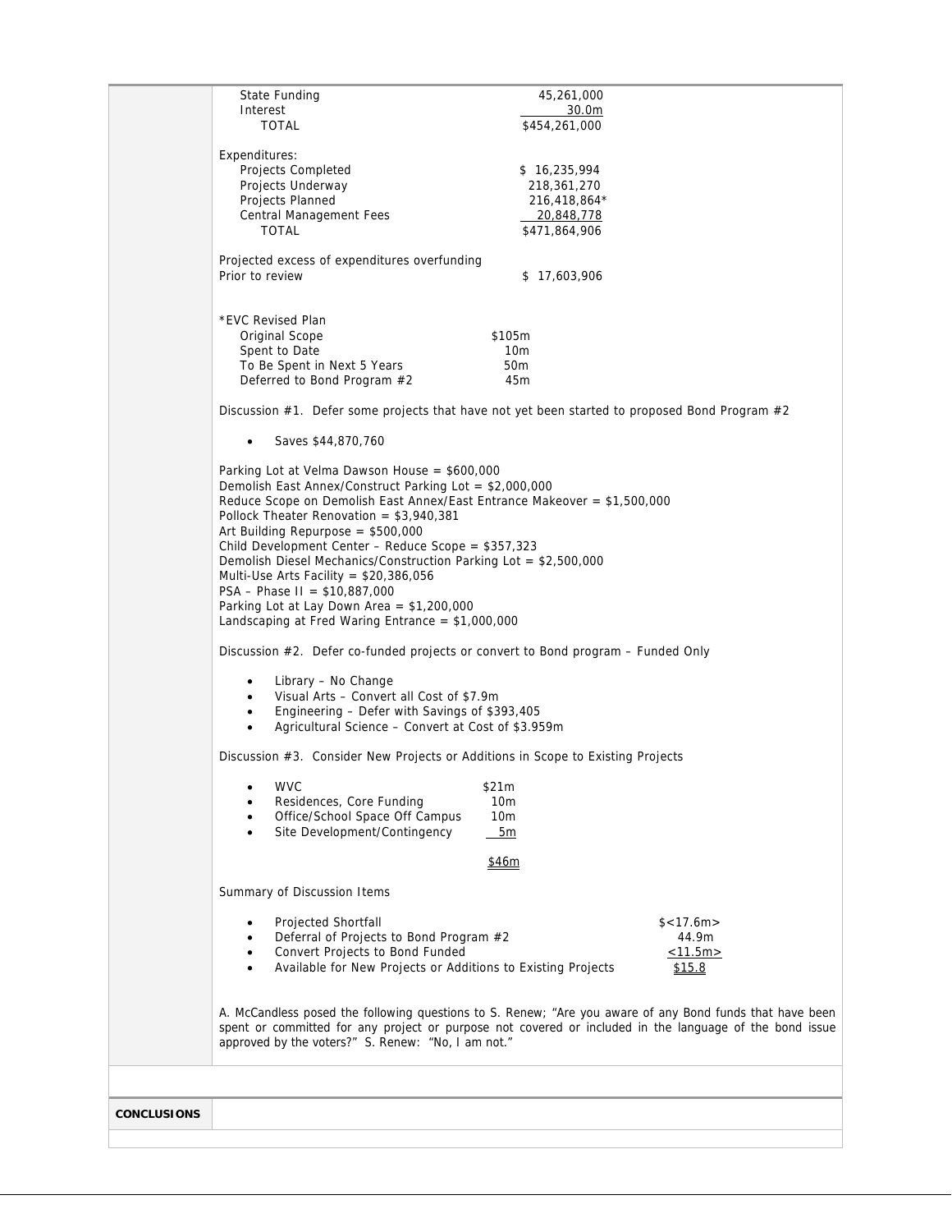| State Funding | 45,261,000 |
|---|---|
| Interest | 30.0m |
| TOTAL | $454,261,000 |

Expenditures:

| Projects Completed | $ 16,235,994 |
|---|---|
| Projects Underway | 218,361,270 |
| Projects Planned | 216,418,864* |
| Central Management Fees | 20,848,778 |
| TOTAL | $471,864,906 |

Projected excess of expenditures overfunding Prior to review $ 17,603,906

*EVC Revised Plan

| Original Scope | $105m |
|---|---|
| Spent to Date | 10m |
| To Be Spent in Next 5 Years | 50m |
| Deferred to Bond Program #2 | 45m |

Discussion #1. Defer some projects that have not yet been started to proposed Bond Program #2

- Saves $44,870,760

Parking Lot at Velma Dawson House = $600,000
Demolish East Annex/Construct Parking Lot = $2,000,000
Reduce Scope on Demolish East Annex/East Entrance Makeover = $1,500,000
Pollock Theater Renovation = $3,940,381
Art Building Repurpose = $500,000
Child Development Center – Reduce Scope = $357,323
Demolish Diesel Mechanics/Construction Parking Lot = $2,500,000
Multi-Use Arts Facility = $20,386,056
PSA – Phase II = $10,887,000
Parking Lot at Lay Down Area = $1,200,000
Landscaping at Fred Waring Entrance = $1,000,000

Discussion #2. Defer co-funded projects or convert to Bond program – Funded Only

- Library – No Change
- Visual Arts – Convert all Cost of $7.9m
- Engineering – Defer with Savings of $393,405
- Agricultural Science – Convert at Cost of $3.959m

Discussion #3. Consider New Projects or Additions in Scope to Existing Projects

| | |
|---|---|
| • WVC | $21m |
| • Residences, Core Funding | 10m |
| • Office/School Space Off Campus | 10m |
| • Site Development/Contingency | 5m |
| | $46m |

Summary of Discussion Items

| | |
|---|---|
| • Projected Shortfall | $<17.6m> |
| • Deferral of Projects to Bond Program #2 | 44.9m |
| • Convert Projects to Bond Funded | <11.5m> |
| • Available for New Projects or Additions to Existing Projects | $15.8 |

A. McCandless posed the following questions to S. Renew; "Are you aware of any Bond funds that have been spent or committed for any project or purpose not covered or included in the language of the bond issue approved by the voters?" S. Renew: "No, I am not."

**CONCLUSIONS**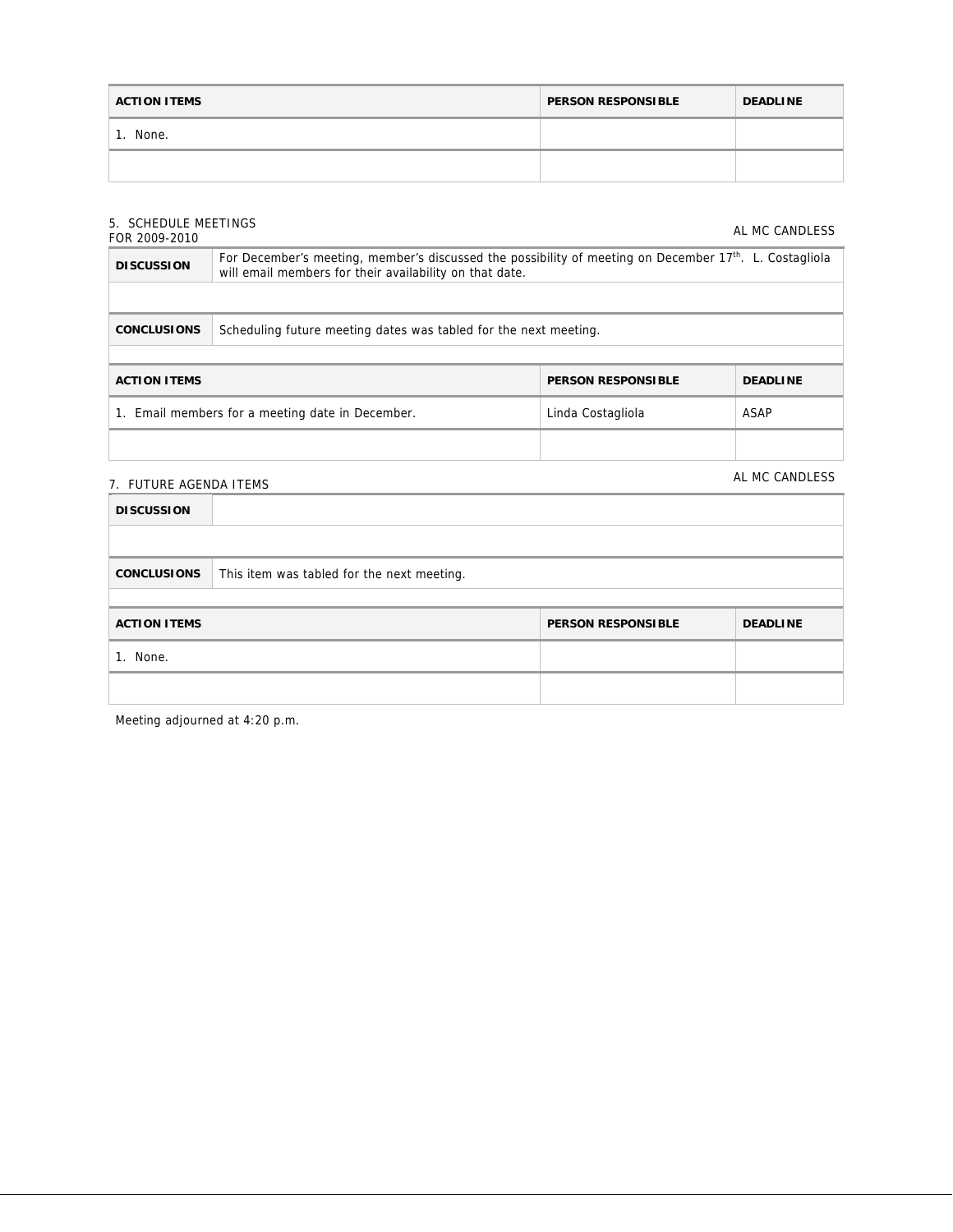| ACTION ITEMS | PERSON RESPONSIBLE | DEADLINE |
|---|---|---|
| 1. None. | | |
| | | |

### 5. SCHEDULE MEETINGS FOR 2009-2010

AL MC CANDLESS

| | |
|---|---|
| **DISCUSSION** | For December's meeting, member's discussed the possibility of meeting on December 17th. L. Costagliola will email members for their availability on that date. |
| | |
| **CONCLUSIONS** | Scheduling future meeting dates was tabled for the next meeting. |

| ACTION ITEMS | PERSON RESPONSIBLE | DEADLINE |
|---|---|---|
| 1. Email members for a meeting date in December. | Linda Costagliola | ASAP |
| | | |

### 7. FUTURE AGENDA ITEMS

AL MC CANDLESS

| | |
|---|---|
| **DISCUSSION** | |
| | |
| **CONCLUSIONS** | This item was tabled for the next meeting. |

| ACTION ITEMS | PERSON RESPONSIBLE | DEADLINE |
|---|---|---|
| 1. None. | | |
| | | |

Meeting adjourned at 4:20 p.m.